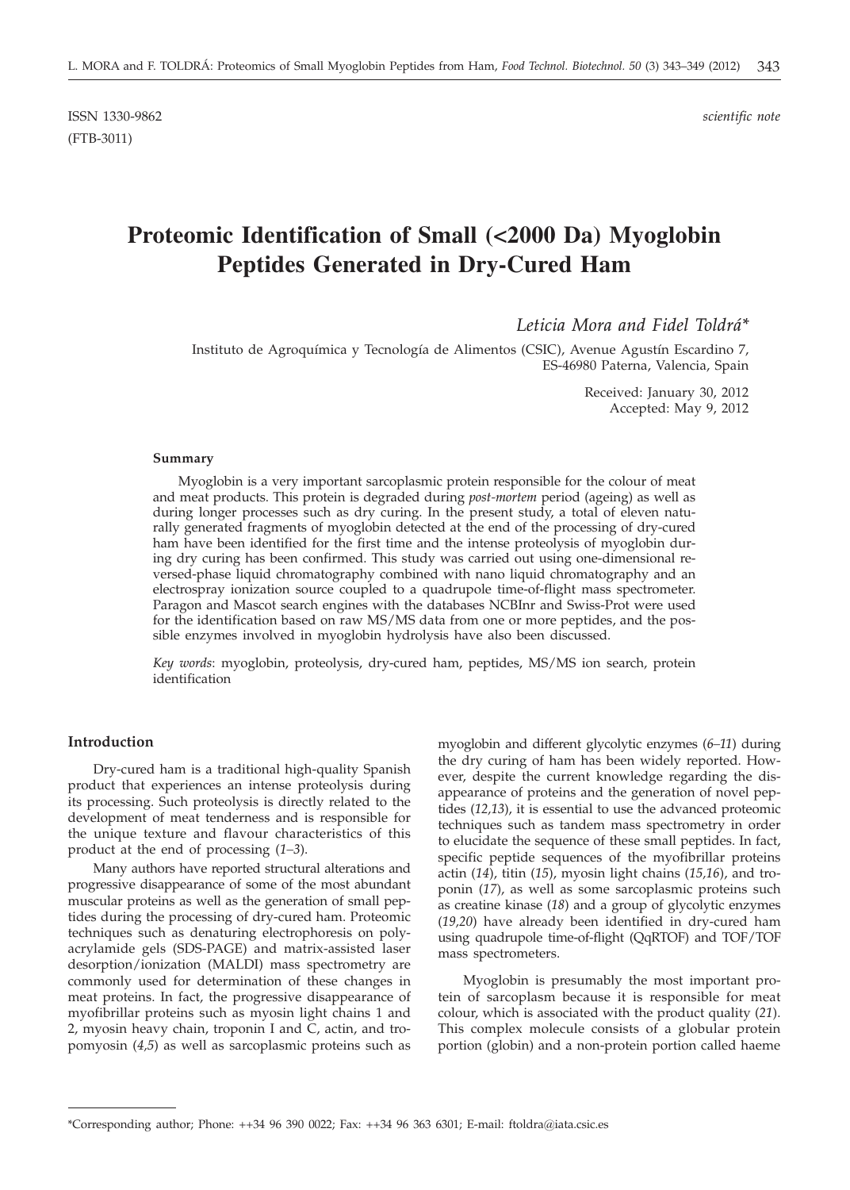ISSN 1330-9862
(FTB-3011)

*scientific note*

# Proteomic Identification of Small (<2000 Da) Myoglobin Peptides Generated in Dry-Cured Ham

*Leticia Mora and Fidel Toldrá\**

Instituto de Agroquímica y Tecnología de Alimentos (CSIC), Avenue Agustín Escardino 7, ES-46980 Paterna, Valencia, Spain

Received: January 30, 2012
Accepted: May 9, 2012

#### Summary

Myoglobin is a very important sarcoplasmic protein responsible for the colour of meat and meat products. This protein is degraded during *post-mortem* period (ageing) as well as during longer processes such as dry curing. In the present study, a total of eleven naturally generated fragments of myoglobin detected at the end of the processing of dry-cured ham have been identified for the first time and the intense proteolysis of myoglobin during dry curing has been confirmed. This study was carried out using one-dimensional reversed-phase liquid chromatography combined with nano liquid chromatography and an electrospray ionization source coupled to a quadrupole time-of-flight mass spectrometer. Paragon and Mascot search engines with the databases NCBInr and Swiss-Prot were used for the identification based on raw MS/MS data from one or more peptides, and the possible enzymes involved in myoglobin hydrolysis have also been discussed.

*Key words*: myoglobin, proteolysis, dry-cured ham, peptides, MS/MS ion search, protein identification

## Introduction

Dry-cured ham is a traditional high-quality Spanish product that experiences an intense proteolysis during its processing. Such proteolysis is directly related to the development of meat tenderness and is responsible for the unique texture and flavour characteristics of this product at the end of processing (*1–3*).

Many authors have reported structural alterations and progressive disappearance of some of the most abundant muscular proteins as well as the generation of small peptides during the processing of dry-cured ham. Proteomic techniques such as denaturing electrophoresis on polyacrylamide gels (SDS-PAGE) and matrix-assisted laser desorption/ionization (MALDI) mass spectrometry are commonly used for determination of these changes in meat proteins. In fact, the progressive disappearance of myofibrillar proteins such as myosin light chains 1 and 2, myosin heavy chain, troponin I and C, actin, and tropomyosin (*4,5*) as well as sarcoplasmic proteins such as myoglobin and different glycolytic enzymes (*6–11*) during the dry curing of ham has been widely reported. However, despite the current knowledge regarding the disappearance of proteins and the generation of novel peptides (*12,13*), it is essential to use the advanced proteomic techniques such as tandem mass spectrometry in order to elucidate the sequence of these small peptides. In fact, specific peptide sequences of the myofibrillar proteins actin (*14*), titin (*15*), myosin light chains (*15,16*), and troponin (*17*), as well as some sarcoplasmic proteins such as creatine kinase (*18*) and a group of glycolytic enzymes (*19,20*) have already been identified in dry-cured ham using quadrupole time-of-flight (QqRTOF) and TOF/TOF mass spectrometers.

Myoglobin is presumably the most important protein of sarcoplasm because it is responsible for meat colour, which is associated with the product quality (*21*). This complex molecule consists of a globular protein portion (globin) and a non-protein portion called haeme

\*Corresponding author; Phone: ++34 96 390 0022; Fax: ++34 96 363 6301; E-mail: ftoldra@iata.csic.es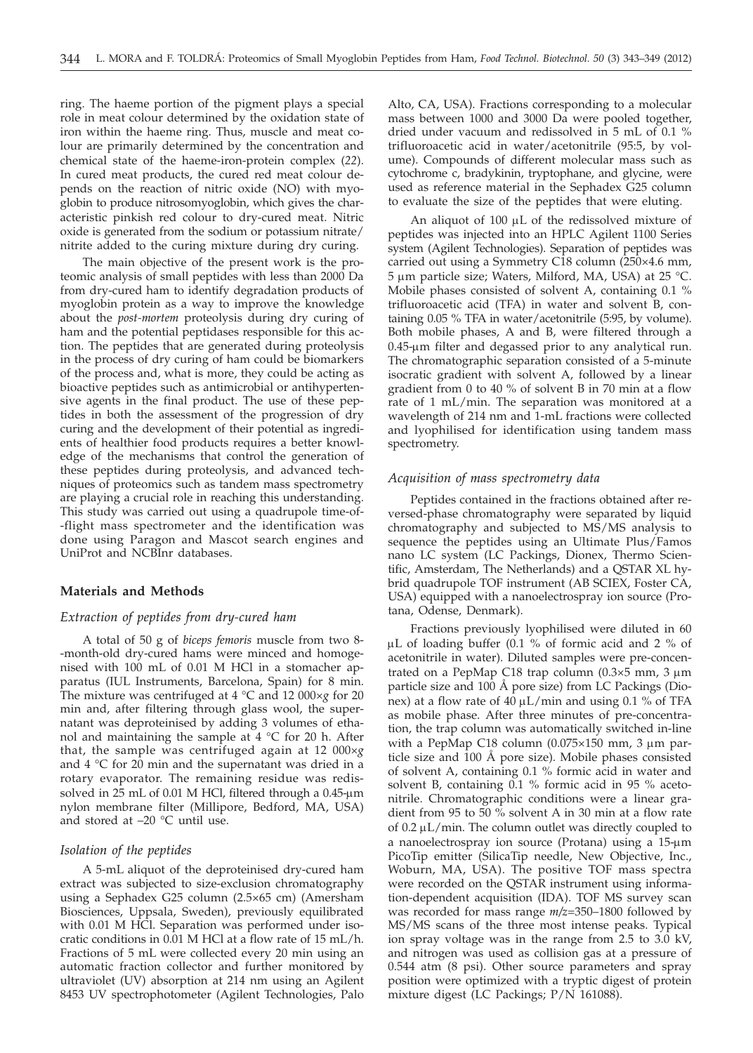ring. The haeme portion of the pigment plays a special role in meat colour determined by the oxidation state of iron within the haeme ring. Thus, muscle and meat colour are primarily determined by the concentration and chemical state of the haeme-iron-protein complex (*22*). In cured meat products, the cured red meat colour depends on the reaction of nitric oxide (NO) with myoglobin to produce nitrosomyoglobin, which gives the characteristic pinkish red colour to dry-cured meat. Nitric oxide is generated from the sodium or potassium nitrate/nitrite added to the curing mixture during dry curing.

The main objective of the present work is the proteomic analysis of small peptides with less than 2000 Da from dry-cured ham to identify degradation products of myoglobin protein as a way to improve the knowledge about the *post-mortem* proteolysis during dry curing of ham and the potential peptidases responsible for this action. The peptides that are generated during proteolysis in the process of dry curing of ham could be biomarkers of the process and, what is more, they could be acting as bioactive peptides such as antimicrobial or antihypertensive agents in the final product. The use of these peptides in both the assessment of the progression of dry curing and the development of their potential as ingredients of healthier food products requires a better knowledge of the mechanisms that control the generation of these peptides during proteolysis, and advanced techniques of proteomics such as tandem mass spectrometry are playing a crucial role in reaching this understanding. This study was carried out using a quadrupole time-of-flight mass spectrometer and the identification was done using Paragon and Mascot search engines and UniProt and NCBInr databases.

## Materials and Methods

### *Extraction of peptides from dry-cured ham*

A total of 50 g of *biceps femoris* muscle from two 8-month-old dry-cured hams were minced and homogenised with 100 mL of 0.01 M HCl in a stomacher apparatus (IUL Instruments, Barcelona, Spain) for 8 min. The mixture was centrifuged at 4 °C and 12 000×*g* for 20 min and, after filtering through glass wool, the supernatant was deproteinised by adding 3 volumes of ethanol and maintaining the sample at 4 °C for 20 h. After that, the sample was centrifuged again at 12 000×*g* and 4 °C for 20 min and the supernatant was dried in a rotary evaporator. The remaining residue was redissolved in 25 mL of 0.01 M HCl, filtered through a 0.45-μm nylon membrane filter (Millipore, Bedford, MA, USA) and stored at –20 °C until use.

### *Isolation of the peptides*

A 5-mL aliquot of the deproteinised dry-cured ham extract was subjected to size-exclusion chromatography using a Sephadex G25 column (2.5×65 cm) (Amersham Biosciences, Uppsala, Sweden), previously equilibrated with 0.01 M HCl. Separation was performed under isocratic conditions in 0.01 M HCl at a flow rate of 15 mL/h. Fractions of 5 mL were collected every 20 min using an automatic fraction collector and further monitored by ultraviolet (UV) absorption at 214 nm using an Agilent 8453 UV spectrophotometer (Agilent Technologies, Palo Alto, CA, USA). Fractions corresponding to a molecular mass between 1000 and 3000 Da were pooled together, dried under vacuum and redissolved in 5 mL of 0.1 % trifluoroacetic acid in water/acetonitrile (95:5, by volume). Compounds of different molecular mass such as cytochrome c, bradykinin, tryptophane, and glycine, were used as reference material in the Sephadex G25 column to evaluate the size of the peptides that were eluting.

An aliquot of 100 μL of the redissolved mixture of peptides was injected into an HPLC Agilent 1100 Series system (Agilent Technologies). Separation of peptides was carried out using a Symmetry C18 column (250×4.6 mm, 5 μm particle size; Waters, Milford, MA, USA) at 25 °C. Mobile phases consisted of solvent A, containing 0.1 % trifluoroacetic acid (TFA) in water and solvent B, containing 0.05 % TFA in water/acetonitrile (5:95, by volume). Both mobile phases, A and B, were filtered through a 0.45-μm filter and degassed prior to any analytical run. The chromatographic separation consisted of a 5-minute isocratic gradient with solvent A, followed by a linear gradient from 0 to 40 % of solvent B in 70 min at a flow rate of 1 mL/min. The separation was monitored at a wavelength of 214 nm and 1-mL fractions were collected and lyophilised for identification using tandem mass spectrometry.

### *Acquisition of mass spectrometry data*

Peptides contained in the fractions obtained after reversed-phase chromatography were separated by liquid chromatography and subjected to MS/MS analysis to sequence the peptides using an Ultimate Plus/Famos nano LC system (LC Packings, Dionex, Thermo Scientific, Amsterdam, The Netherlands) and a QSTAR XL hybrid quadrupole TOF instrument (AB SCIEX, Foster CA, USA) equipped with a nanoelectrospray ion source (Protana, Odense, Denmark).

Fractions previously lyophilised were diluted in 60 μL of loading buffer (0.1 % of formic acid and 2 % of acetonitrile in water). Diluted samples were pre-concentrated on a PepMap C18 trap column (0.3×5 mm, 3 μm particle size and 100 Å pore size) from LC Packings (Dionex) at a flow rate of 40 μL/min and using 0.1 % of TFA as mobile phase. After three minutes of pre-concentration, the trap column was automatically switched in-line with a PepMap C18 column (0.075×150 mm, 3 μm particle size and 100 Å pore size). Mobile phases consisted of solvent A, containing 0.1 % formic acid in water and solvent B, containing 0.1 % formic acid in 95 % acetonitrile. Chromatographic conditions were a linear gradient from 95 to 50 % solvent A in 30 min at a flow rate of 0.2 μL/min. The column outlet was directly coupled to a nanoelectrospray ion source (Protana) using a 15-μm PicoTip emitter (SilicaTip needle, New Objective, Inc., Woburn, MA, USA). The positive TOF mass spectra were recorded on the QSTAR instrument using information-dependent acquisition (IDA). TOF MS survey scan was recorded for mass range $m/z$=350–1800 followed by MS/MS scans of the three most intense peaks. Typical ion spray voltage was in the range from 2.5 to 3.0 kV, and nitrogen was used as collision gas at a pressure of 0.544 atm (8 psi). Other source parameters and spray position were optimized with a tryptic digest of protein mixture digest (LC Packings; P/N 161088).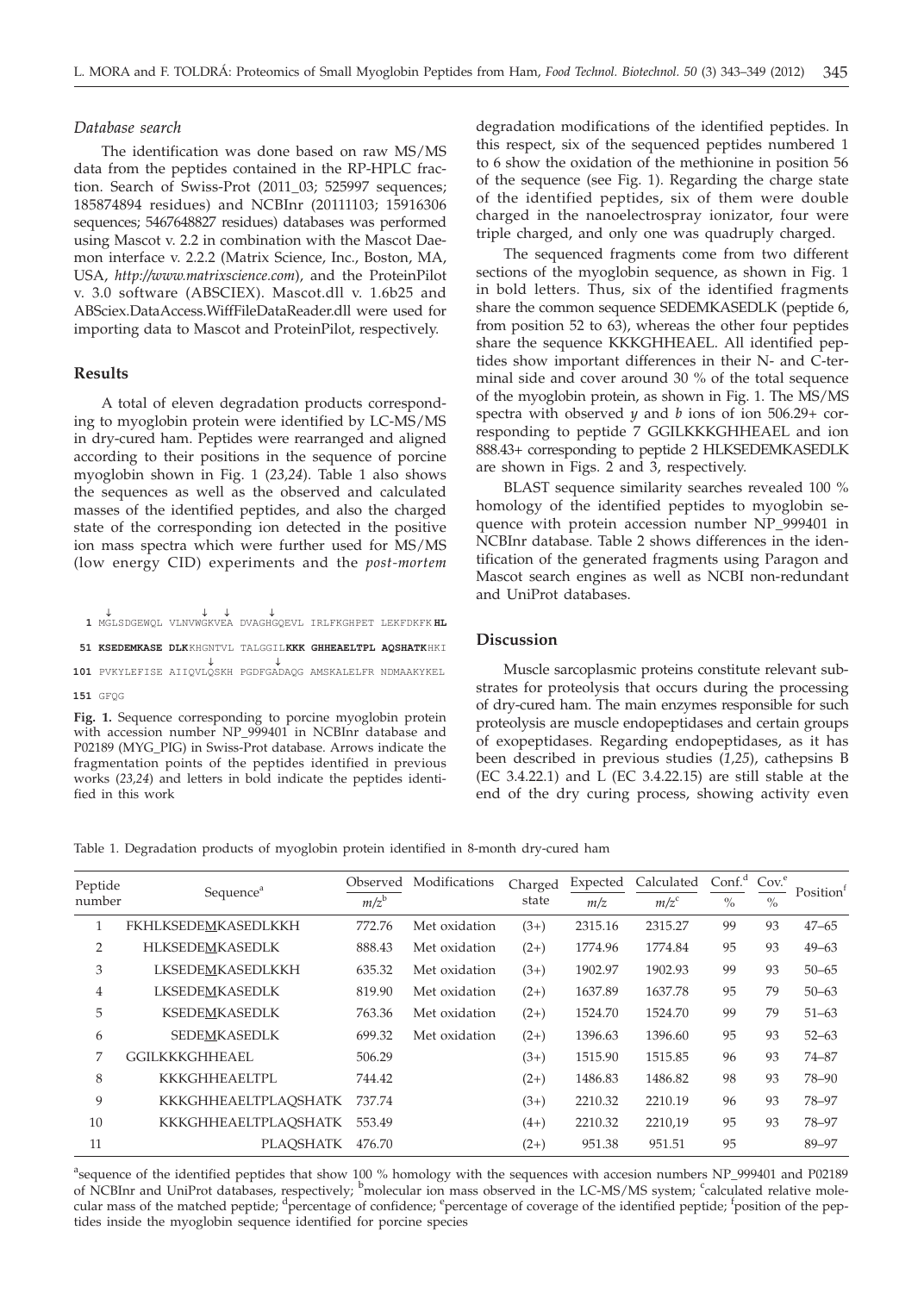### Database search

The identification was done based on raw MS/MS data from the peptides contained in the RP-HPLC fraction. Search of Swiss-Prot (2011_03; 525997 sequences; 185874894 residues) and NCBInr (20111103; 15916306 sequences; 5467648827 residues) databases was performed using Mascot v. 2.2 in combination with the Mascot Daemon interface v. 2.2.2 (Matrix Science, Inc., Boston, MA, USA, *http://www.matrixscience.com*), and the ProteinPilot v. 3.0 software (ABSCIEX). Mascot.dll v. 1.6b25 and ABSciex.DataAccess.WiffFileDataReader.dll were used for importing data to Mascot and ProteinPilot, respectively.

## Results

A total of eleven degradation products corresponding to myoglobin protein were identified by LC-MS/MS in dry-cured ham. Peptides were rearranged and aligned according to their positions in the sequence of porcine myoglobin shown in Fig. 1 (*23,24*). Table 1 also shows the sequences as well as the observed and calculated masses of the identified peptides, and also the charged state of the corresponding ion detected in the positive ion mass spectra which were further used for MS/MS (low energy CID) experiments and the *post-mortem* degradation modifications of the identified peptides. In this respect, six of the sequenced peptides numbered 1 to 6 show the oxidation of the methionine in position 56 of the sequence (see Fig. 1). Regarding the charge state of the identified peptides, six of them were double charged in the nanoelectrospray ionizator, four were triple charged, and only one was quadruply charged.

```
  ↓               ↓   ↓       ↓
1 MGLSDGEWQL VLNVWGKVEA DVAGHGQEVL IRLFKGHPET LEKFDKFK HL

51 KSEDEMKASE DLK KHGNTVL TALGGIL KKK GHHEAELTPL AQSHATK HKI
                  ↓             ↓
101 PVKYLEFISE AIIQVLQSKH PGDFGADAQG AMSKALELFR NDMAAKYKEL

151 GFQG
```

**Fig. 1.** Sequence corresponding to porcine myoglobin protein with accession number NP_999401 in NCBInr database and P02189 (MYG_PIG) in Swiss-Prot database. Arrows indicate the fragmentation points of the peptides identified in previous works (*23,24*) and letters in bold indicate the peptides identified in this work

The sequenced fragments come from two different sections of the myoglobin sequence, as shown in Fig. 1 in bold letters. Thus, six of the identified fragments share the common sequence SEDEMKASEDLK (peptide 6, from position 52 to 63), whereas the other four peptides share the sequence KKKGHHEAEL. All identified peptides show important differences in their N- and C-terminal side and cover around 30 % of the total sequence of the myoglobin protein, as shown in Fig. 1. The MS/MS spectra with observed *y* and *b* ions of ion 506.29+ corresponding to peptide 7 GGILKKKGHHEAEL and ion 888.43+ corresponding to peptide 2 HLKSEDEMKASEDLK are shown in Figs. 2 and 3, respectively.

BLAST sequence similarity searches revealed 100 % homology of the identified peptides to myoglobin sequence with protein accession number NP_999401 in NCBInr database. Table 2 shows differences in the identification of the generated fragments using Paragon and Mascot search engines as well as NCBI non-redundant and UniProt databases.

## Discussion

Muscle sarcoplasmic proteins constitute relevant substrates for proteolysis that occurs during the processing of dry-cured ham. The main enzymes responsible for such proteolysis are muscle endopeptidases and certain groups of exopeptidases. Regarding endopeptidases, as it has been described in previous studies (*1,25*), cathepsins B (EC 3.4.22.1) and L (EC 3.4.22.15) are still stable at the end of the dry curing process, showing activity even

Table 1. Degradation products of myoglobin protein identified in 8-month dry-cured ham

| Peptide number | Sequence[a] | Observed $m/z$[b] | Modifications | Charged state | Expected $m/z$ | Calculated $m/z$[c] | Conf.[d] % | Cov.[e] % | Position[f] |
|---|---|---|---|---|---|---|---|---|---|
| 1 | FKHLKSEDEMKASEDLKKH | 772.76 | Met oxidation | (3+) | 2315.16 | 2315.27 | 99 | 93 | 47–65 |
| 2 | HLKSEDEMKASEDLK | 888.43 | Met oxidation | (2+) | 1774.96 | 1774.84 | 95 | 93 | 49–63 |
| 3 | LKSEDEMKASEDLKKH | 635.32 | Met oxidation | (3+) | 1902.97 | 1902.93 | 99 | 93 | 50–65 |
| 4 | LKSEDEMKASEDLK | 819.90 | Met oxidation | (2+) | 1637.89 | 1637.78 | 95 | 79 | 50–63 |
| 5 | KSEDEMKASEDLK | 763.36 | Met oxidation | (2+) | 1524.70 | 1524.70 | 99 | 79 | 51–63 |
| 6 | SEDEMKASEDLK | 699.32 | Met oxidation | (2+) | 1396.63 | 1396.60 | 95 | 93 | 52–63 |
| 7 | GGILKKKGHHEAEL | 506.29 | | (3+) | 1515.90 | 1515.85 | 96 | 93 | 74–87 |
| 8 | KKKGHHEAELTPL | 744.42 | | (2+) | 1486.83 | 1486.82 | 98 | 93 | 78–90 |
| 9 | KKKGHHEAELTPLAQSHATK | 737.74 | | (3+) | 2210.32 | 2210.19 | 96 | 93 | 78–97 |
| 10 | KKKGHHEAELTPLAQSHATK | 553.49 | | (4+) | 2210.32 | 2210,19 | 95 | 93 | 78–97 |
| 11 | PLAQSHATK | 476.70 | | (2+) | 951.38 | 951.51 | 95 | | 89–97 |

[a]sequence of the identified peptides that show 100 % homology with the sequences with accesion numbers NP_999401 and P02189 of NCBInr and UniProt databases, respectively; [b]molecular ion mass observed in the LC-MS/MS system; [c]calculated relative molecular mass of the matched peptide; [d]percentage of confidence; [e]percentage of coverage of the identified peptide; [f]position of the peptides inside the myoglobin sequence identified for porcine species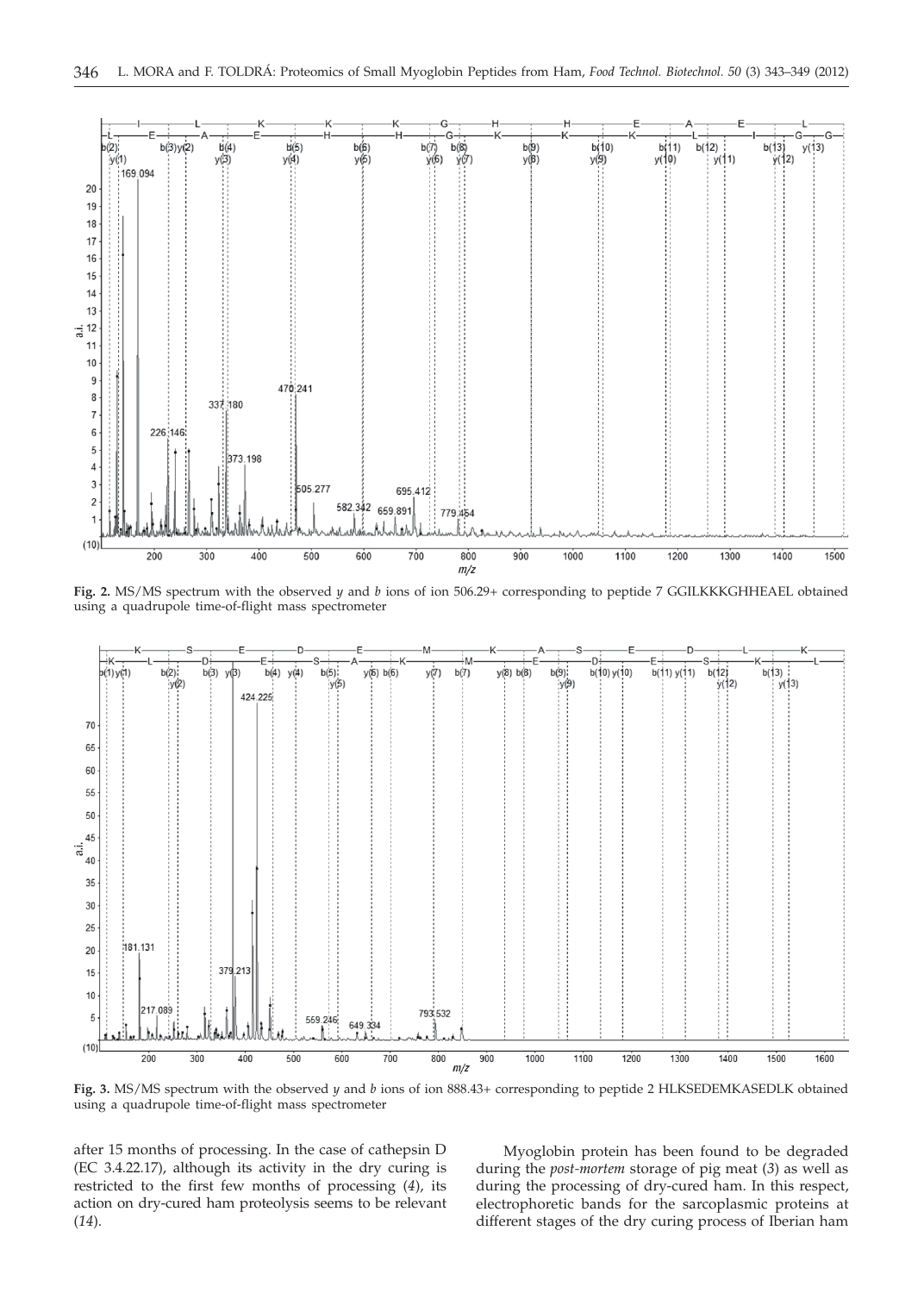**Fig. 2.** MS/MS spectrum with the observed *y* and *b* ions of ion 506.29+ corresponding to peptide 7 GGILKKKGHHEAEL obtained using a quadrupole time-of-flight mass spectrometer

**Fig. 3.** MS/MS spectrum with the observed *y* and *b* ions of ion 888.43+ corresponding to peptide 2 HLKSEDEMKASEDLK obtained using a quadrupole time-of-flight mass spectrometer

after 15 months of processing. In the case of cathepsin D (EC 3.4.22.17), although its activity in the dry curing is restricted to the first few months of processing (*4*), its action on dry-cured ham proteolysis seems to be relevant (*14*).

Myoglobin protein has been found to be degraded during the *post-mortem* storage of pig meat (*3*) as well as during the processing of dry-cured ham. In this respect, electrophoretic bands for the sarcoplasmic proteins at different stages of the dry curing process of Iberian ham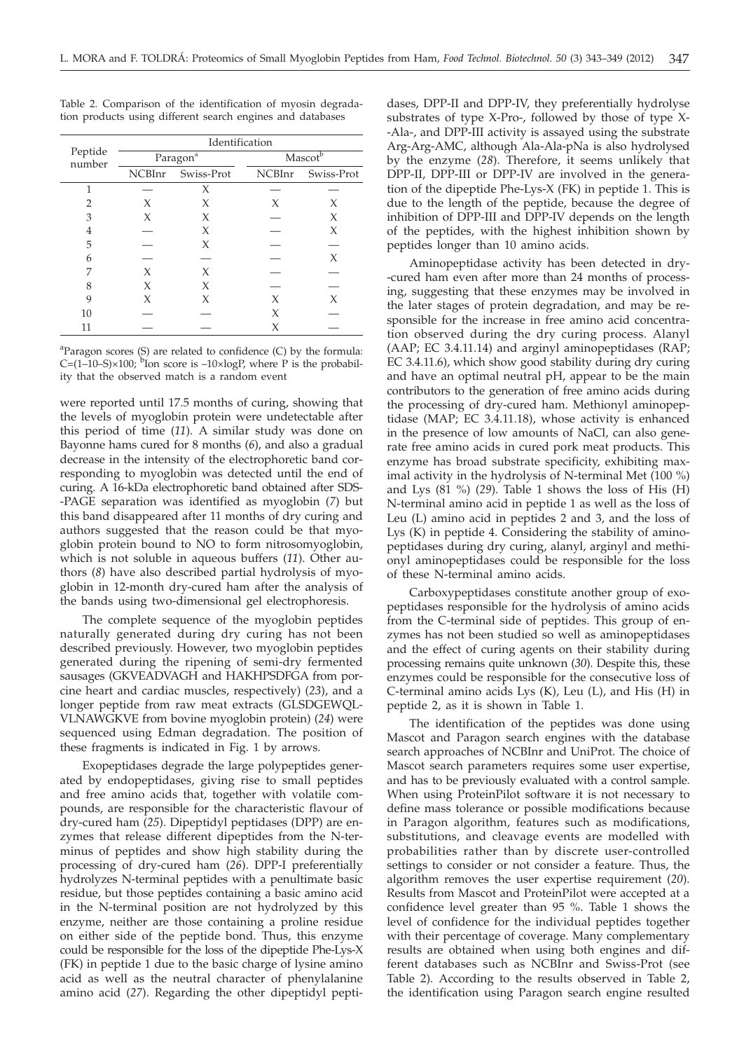Table 2. Comparison of the identification of myosin degradation products using different search engines and databases

| Peptide number | Identification | | | |
|---|---|---|---|---|
| | Paragon[a] | | Mascot[b] | |
| | NCBInr | Swiss-Prot | NCBInr | Swiss-Prot |
| 1 | — | X | — | — |
| 2 | X | X | X | X |
| 3 | X | X | — | X |
| 4 | — | X | — | X |
| 5 | — | X | — | — |
| 6 | — | — | — | X |
| 7 | X | X | — | — |
| 8 | X | X | — | — |
| 9 | X | X | X | X |
| 10 | — | — | X | — |
| 11 | — | — | X | — |

[a]Paragon scores (S) are related to confidence (C) by the formula: $C=(1–10–S)\times100$; [b]Ion score is $–10\times\log P$, where P is the probability that the observed match is a random event

were reported until 17.5 months of curing, showing that the levels of myoglobin protein were undetectable after this period of time (*11*). A similar study was done on Bayonne hams cured for 8 months (*6*), and also a gradual decrease in the intensity of the electrophoretic band corresponding to myoglobin was detected until the end of curing. A 16-kDa electrophoretic band obtained after SDS-PAGE separation was identified as myoglobin (*7*) but this band disappeared after 11 months of dry curing and authors suggested that the reason could be that myoglobin protein bound to NO to form nitrosomyoglobin, which is not soluble in aqueous buffers (*11*). Other authors (*8*) have also described partial hydrolysis of myoglobin in 12-month dry-cured ham after the analysis of the bands using two-dimensional gel electrophoresis.

The complete sequence of the myoglobin peptides naturally generated during dry curing has not been described previously. However, two myoglobin peptides generated during the ripening of semi-dry fermented sausages (GKVEADVAGH and HAKHPSDFGA from porcine heart and cardiac muscles, respectively) (*23*), and a longer peptide from raw meat extracts (GLSDGEWQLVLNAWGKVE from bovine myoglobin protein) (*24*) were sequenced using Edman degradation. The position of these fragments is indicated in Fig. 1 by arrows.

Exopeptidases degrade the large polypeptides generated by endopeptidases, giving rise to small peptides and free amino acids that, together with volatile compounds, are responsible for the characteristic flavour of dry-cured ham (*25*). Dipeptidyl peptidases (DPP) are enzymes that release different dipeptides from the N-terminus of peptides and show high stability during the processing of dry-cured ham (*26*). DPP-I preferentially hydrolyzes N-terminal peptides with a penultimate basic residue, but those peptides containing a basic amino acid in the N-terminal position are not hydrolyzed by this enzyme, neither are those containing a proline residue on either side of the peptide bond. Thus, this enzyme could be responsible for the loss of the dipeptide Phe-Lys-X (FK) in peptide 1 due to the basic charge of lysine amino acid as well as the neutral character of phenylalanine amino acid (*27*). Regarding the other dipeptidyl peptidases, DPP-II and DPP-IV, they preferentially hydrolyse substrates of type X-Pro-, followed by those of type X-Ala-, and DPP-III activity is assayed using the substrate Arg-Arg-AMC, although Ala-Ala-pNa is also hydrolysed by the enzyme (*28*). Therefore, it seems unlikely that DPP-II, DPP-III or DPP-IV are involved in the generation of the dipeptide Phe-Lys-X (FK) in peptide 1. This is due to the length of the peptide, because the degree of inhibition of DPP-III and DPP-IV depends on the length of the peptides, with the highest inhibition shown by peptides longer than 10 amino acids.

Aminopeptidase activity has been detected in dry-cured ham even after more than 24 months of processing, suggesting that these enzymes may be involved in the later stages of protein degradation, and may be responsible for the increase in free amino acid concentration observed during the dry curing process. Alanyl (AAP; EC 3.4.11.14) and arginyl aminopeptidases (RAP; EC 3.4.11.6), which show good stability during dry curing and have an optimal neutral pH, appear to be the main contributors to the generation of free amino acids during the processing of dry-cured ham. Methionyl aminopeptidase (MAP; EC 3.4.11.18), whose activity is enhanced in the presence of low amounts of NaCl, can also generate free amino acids in cured pork meat products. This enzyme has broad substrate specificity, exhibiting maximal activity in the hydrolysis of N-terminal Met (100 %) and Lys (81 %) (*29*). Table 1 shows the loss of His (H) N-terminal amino acid in peptide 1 as well as the loss of Leu (L) amino acid in peptides 2 and 3, and the loss of Lys (K) in peptide 4. Considering the stability of aminopeptidases during dry curing, alanyl, arginyl and methionyl aminopeptidases could be responsible for the loss of these N-terminal amino acids.

Carboxypeptidases constitute another group of exopeptidases responsible for the hydrolysis of amino acids from the C-terminal side of peptides. This group of enzymes has not been studied so well as aminopeptidases and the effect of curing agents on their stability during processing remains quite unknown (*30*). Despite this, these enzymes could be responsible for the consecutive loss of C-terminal amino acids Lys (K), Leu (L), and His (H) in peptide 2, as it is shown in Table 1.

The identification of the peptides was done using Mascot and Paragon search engines with the database search approaches of NCBInr and UniProt. The choice of Mascot search parameters requires some user expertise, and has to be previously evaluated with a control sample. When using ProteinPilot software it is not necessary to define mass tolerance or possible modifications because in Paragon algorithm, features such as modifications, substitutions, and cleavage events are modelled with probabilities rather than by discrete user-controlled settings to consider or not consider a feature. Thus, the algorithm removes the user expertise requirement (*20*). Results from Mascot and ProteinPilot were accepted at a confidence level greater than 95 %. Table 1 shows the level of confidence for the individual peptides together with their percentage of coverage. Many complementary results are obtained when using both engines and different databases such as NCBInr and Swiss-Prot (see Table 2). According to the results observed in Table 2, the identification using Paragon search engine resulted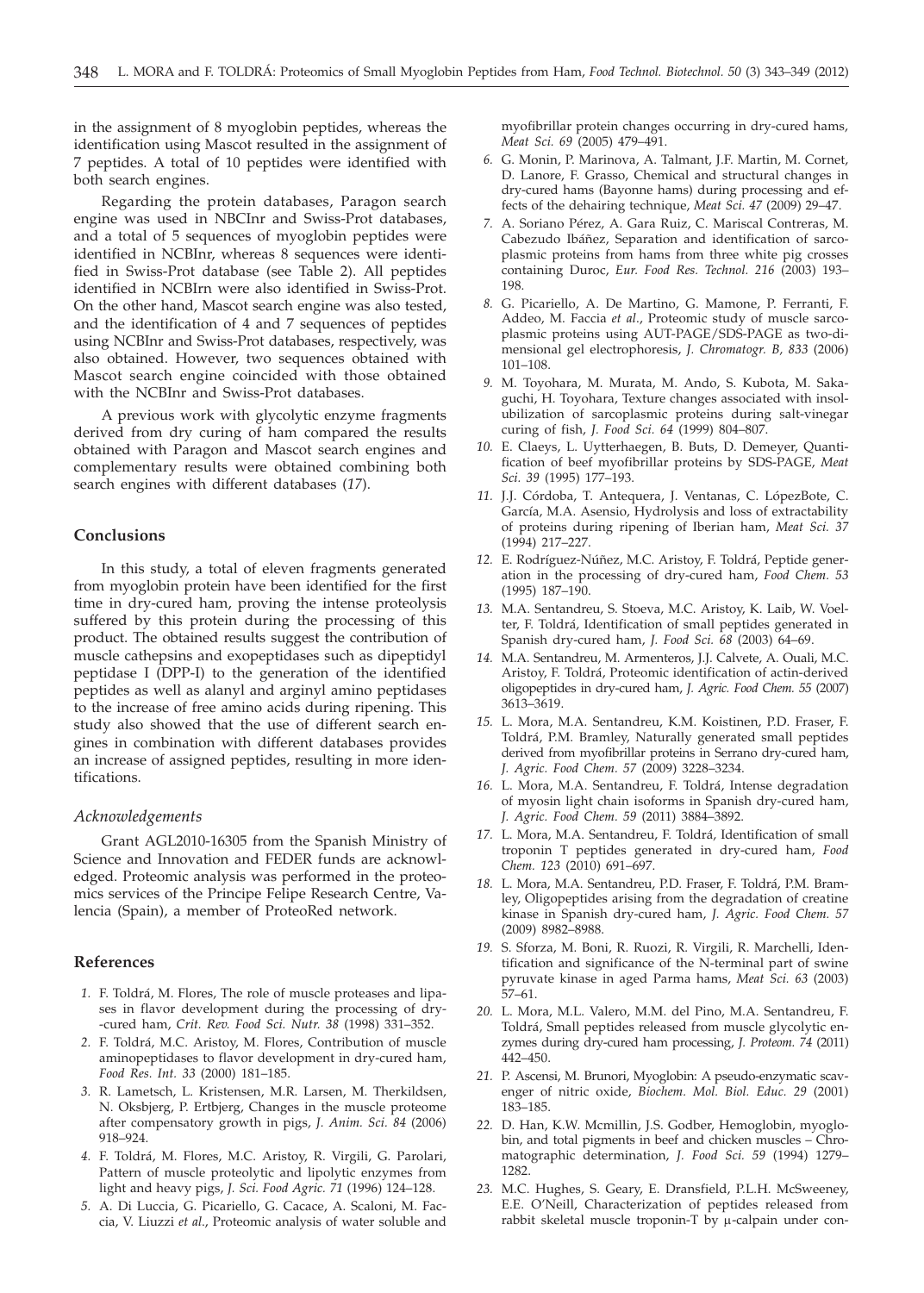in the assignment of 8 myoglobin peptides, whereas the identification using Mascot resulted in the assignment of 7 peptides. A total of 10 peptides were identified with both search engines.

Regarding the protein databases, Paragon search engine was used in NBCInr and Swiss-Prot databases, and a total of 5 sequences of myoglobin peptides were identified in NCBInr, whereas 8 sequences were identified in Swiss-Prot database (see Table 2). All peptides identified in NCBIrn were also identified in Swiss-Prot. On the other hand, Mascot search engine was also tested, and the identification of 4 and 7 sequences of peptides using NCBInr and Swiss-Prot databases, respectively, was also obtained. However, two sequences obtained with Mascot search engine coincided with those obtained with the NCBInr and Swiss-Prot databases.

A previous work with glycolytic enzyme fragments derived from dry curing of ham compared the results obtained with Paragon and Mascot search engines and complementary results were obtained combining both search engines with different databases (*17*).

## Conclusions

In this study, a total of eleven fragments generated from myoglobin protein have been identified for the first time in dry-cured ham, proving the intense proteolysis suffered by this protein during the processing of this product. The obtained results suggest the contribution of muscle cathepsins and exopeptidases such as dipeptidyl peptidase I (DPP-I) to the generation of the identified peptides as well as alanyl and arginyl amino peptidases to the increase of free amino acids during ripening. This study also showed that the use of different search engines in combination with different databases provides an increase of assigned peptides, resulting in more identifications.

### *Acknowledgements*

Grant AGL2010-16305 from the Spanish Ministry of Science and Innovation and FEDER funds are acknowledged. Proteomic analysis was performed in the proteomics services of the Principe Felipe Research Centre, Valencia (Spain), a member of ProteoRed network.

## References

1. F. Toldrá, M. Flores, The role of muscle proteases and lipases in flavor development during the processing of dry-cured ham, *Crit. Rev. Food Sci. Nutr. 38* (1998) 331–352.
2. F. Toldrá, M.C. Aristoy, M. Flores, Contribution of muscle aminopeptidases to flavor development in dry-cured ham, *Food Res. Int. 33* (2000) 181–185.
3. R. Lametsch, L. Kristensen, M.R. Larsen, M. Therkildsen, N. Oksbjerg, P. Ertbjerg, Changes in the muscle proteome after compensatory growth in pigs, *J. Anim. Sci. 84* (2006) 918–924.
4. F. Toldrá, M. Flores, M.C. Aristoy, R. Virgili, G. Parolari, Pattern of muscle proteolytic and lipolytic enzymes from light and heavy pigs, *J. Sci. Food Agric. 71* (1996) 124–128.
5. A. Di Luccia, G. Picariello, G. Cacace, A. Scaloni, M. Faccia, V. Liuzzi *et al.*, Proteomic analysis of water soluble and myofibrillar protein changes occurring in dry-cured hams, *Meat Sci. 69* (2005) 479–491.
6. G. Monin, P. Marinova, A. Talmant, J.F. Martin, M. Cornet, D. Lanore, F. Grasso, Chemical and structural changes in dry-cured hams (Bayonne hams) during processing and effects of the dehairing technique, *Meat Sci. 47* (2009) 29–47.
7. A. Soriano Pérez, A. Gara Ruiz, C. Mariscal Contreras, M. Cabezudo Ibáñez, Separation and identification of sarcoplasmic proteins from hams from three white pig crosses containing Duroc, *Eur. Food Res. Technol. 216* (2003) 193–198.
8. G. Picariello, A. De Martino, G. Mamone, P. Ferranti, F. Addeo, M. Faccia *et al*., Proteomic study of muscle sarcoplasmic proteins using AUT-PAGE/SDS-PAGE as two-dimensional gel electrophoresis, *J. Chromatogr. B, 833* (2006) 101–108.
9. M. Toyohara, M. Murata, M. Ando, S. Kubota, M. Sakaguchi, H. Toyohara, Texture changes associated with insolubilization of sarcoplasmic proteins during salt-vinegar curing of fish, *J. Food Sci. 64* (1999) 804–807.
10. E. Claeys, L. Uytterhaegen, B. Buts, D. Demeyer, Quantification of beef myofibrillar proteins by SDS-PAGE, *Meat Sci. 39* (1995) 177–193.
11. J.J. Córdoba, T. Antequera, J. Ventanas, C. LópezBote, C. García, M.A. Asensio, Hydrolysis and loss of extractability of proteins during ripening of Iberian ham, *Meat Sci. 37* (1994) 217–227.
12. E. Rodríguez-Núñez, M.C. Aristoy, F. Toldrá, Peptide generation in the processing of dry-cured ham, *Food Chem. 53* (1995) 187–190.
13. M.A. Sentandreu, S. Stoeva, M.C. Aristoy, K. Laib, W. Voelter, F. Toldrá, Identification of small peptides generated in Spanish dry-cured ham, *J. Food Sci. 68* (2003) 64–69.
14. M.A. Sentandreu, M. Armenteros, J.J. Calvete, A. Ouali, M.C. Aristoy, F. Toldrá, Proteomic identification of actin-derived oligopeptides in dry-cured ham, *J. Agric. Food Chem. 55* (2007) 3613–3619.
15. L. Mora, M.A. Sentandreu, K.M. Koistinen, P.D. Fraser, F. Toldrá, P.M. Bramley, Naturally generated small peptides derived from myofibrillar proteins in Serrano dry-cured ham, *J. Agric. Food Chem. 57* (2009) 3228–3234.
16. L. Mora, M.A. Sentandreu, F. Toldrá, Intense degradation of myosin light chain isoforms in Spanish dry-cured ham, *J. Agric. Food Chem. 59* (2011) 3884–3892.
17. L. Mora, M.A. Sentandreu, F. Toldrá, Identification of small troponin T peptides generated in dry-cured ham, *Food Chem. 123* (2010) 691–697.
18. L. Mora, M.A. Sentandreu, P.D. Fraser, F. Toldrá, P.M. Bramley, Oligopeptides arising from the degradation of creatine kinase in Spanish dry-cured ham, *J. Agric. Food Chem. 57* (2009) 8982–8988.
19. S. Sforza, M. Boni, R. Ruozi, R. Virgili, R. Marchelli, Identification and significance of the N-terminal part of swine pyruvate kinase in aged Parma hams, *Meat Sci. 63* (2003) 57–61.
20. L. Mora, M.L. Valero, M.M. del Pino, M.A. Sentandreu, F. Toldrá, Small peptides released from muscle glycolytic enzymes during dry-cured ham processing, *J. Proteom. 74* (2011) 442–450.
21. P. Ascensi, M. Brunori, Myoglobin: A pseudo-enzymatic scavenger of nitric oxide, *Biochem. Mol. Biol. Educ. 29* (2001) 183–185.
22. D. Han, K.W. Mcmillin, J.S. Godber, Hemoglobin, myoglobin, and total pigments in beef and chicken muscles – Chromatographic determination, *J. Food Sci. 59* (1994) 1279–1282.
23. M.C. Hughes, S. Geary, E. Dransfield, P.L.H. McSweeney, E.E. O'Neill, Characterization of peptides released from rabbit skeletal muscle troponin-T by μ-calpain under con-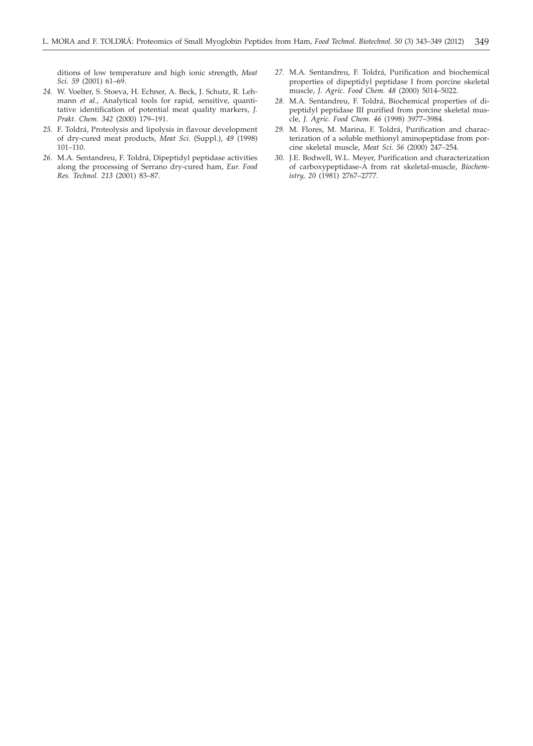ditions of low temperature and high ionic strength, *Meat Sci. 59* (2001) 61–69.

*24.* W. Voelter, S. Stoeva, H. Echner, A. Beck, J. Schutz, R. Lehmann *et al.*, Analytical tools for rapid, sensitive, quantitative identification of potential meat quality markers, *J. Prakt. Chem. 342* (2000) 179–191.

*25.* F. Toldrá, Proteolysis and lipolysis in flavour development of dry-cured meat products, *Meat Sci.* (Suppl.), *49* (1998) 101–110.

*26.* M.A. Sentandreu, F. Toldrá, Dipeptidyl peptidase activities along the processing of Serrano dry-cured ham, *Eur. Food Res. Technol. 213* (2001) 83–87.

*27.* M.A. Sentandreu, F. Toldrá, Purification and biochemical properties of dipeptidyl peptidase I from porcine skeletal muscle, *J. Agric. Food Chem. 48* (2000) 5014–5022.

*28.* M.A. Sentandreu, F. Toldrá, Biochemical properties of dipeptidyl peptidase III purified from porcine skeletal muscle, *J. Agric. Food Chem. 46* (1998) 3977–3984.

*29.* M. Flores, M. Marina, F. Toldrá, Purification and characterization of a soluble methionyl aminopeptidase from porcine skeletal muscle, *Meat Sci. 56* (2000) 247–254.

*30.* J.E. Bodwell, W.L. Meyer, Purification and characterization of carboxypeptidase-A from rat skeletal-muscle, *Biochemistry, 20* (1981) 2767–2777.